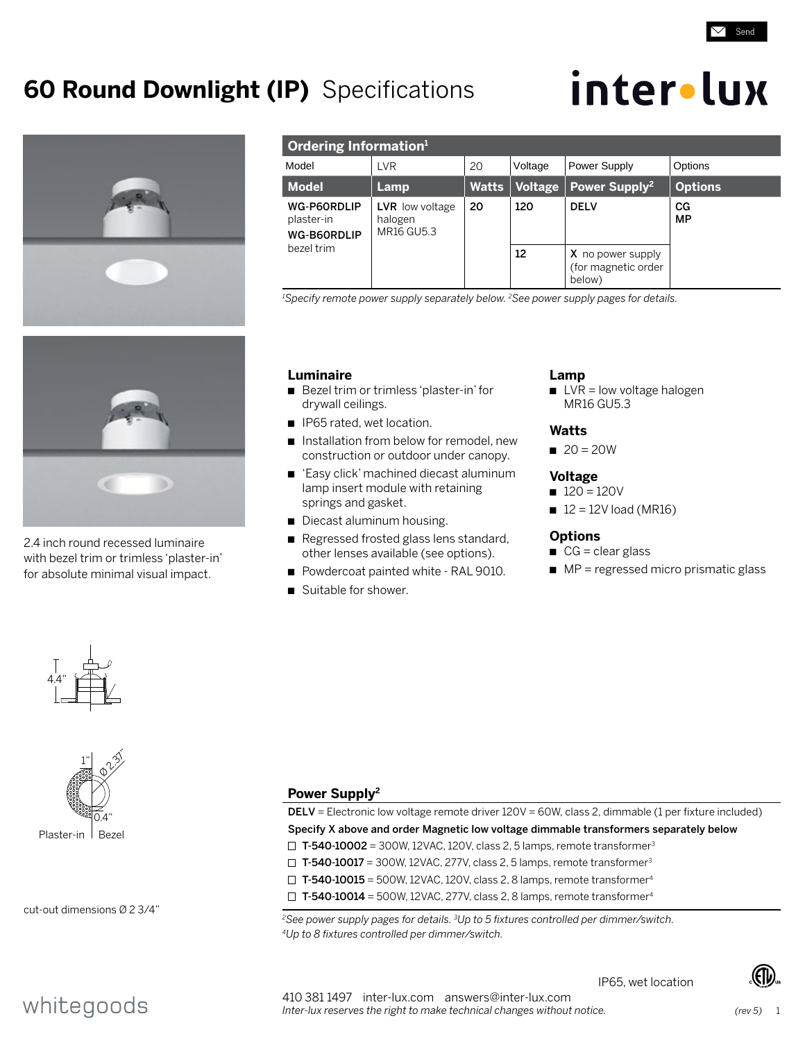# 60 Round Downlight (IP) Specifications

inter•lux

## Ordering Information[1]

| Model | LVR | 20 | Voltage | Power Supply | Options |
|---|---|---|---|---|---|
| **Model** | **Lamp** | **Watts** | **Voltage** | **Power Supply[2]** | **Options** |
| **WG-P60RDLIP** plaster-in **WG-B60RDLIP** bezel trim | **LVR** low voltage halogen MR16 GU5.3 | **20** | **120** | **DELV** | **CG** **MP** |
| | | | **12** | **X** no power supply (for magnetic order below) | |

*[1]Specify remote power supply separately below. [2]See power supply pages for details.*

2.4 inch round recessed luminaire with bezel trim or trimless 'plaster-in' for absolute minimal visual impact.

### Luminaire

- Bezel trim or trimless 'plaster-in' for drywall ceilings.
- IP65 rated, wet location.
- Installation from below for remodel, new construction or outdoor under canopy.
- 'Easy click' machined diecast aluminum lamp insert module with retaining springs and gasket.
- Diecast aluminum housing.
- Regressed frosted glass lens standard, other lenses available (see options).
- Powdercoat painted white - RAL 9010.
- Suitable for shower.

### Lamp

- LVR = low voltage halogen MR16 GU5.3

### Watts

- 20 = 20W

### Voltage

- 120 = 120V
- 12 = 12V load (MR16)

### Options

- CG = clear glass
- MP = regressed micro prismatic glass

4.4"

1" Ø 2.37" 0.4"

Plaster-in | Bezel

cut-out dimensions Ø 2 3/4"

### Power Supply[2]

**DELV** = Electronic low voltage remote driver 120V = 60W, class 2, dimmable (1 per fixture included)

**Specify X above and order Magnetic low voltage dimmable transformers separately below**

- ☐ **T-540-10002** = 300W, 12VAC, 120V, class 2, 5 lamps, remote transformer[3]
- ☐ **T-540-10017** = 300W, 12VAC, 277V, class 2, 5 lamps, remote transformer[3]
- ☐ **T-540-10015** = 500W, 12VAC, 120V, class 2, 8 lamps, remote transformer[4]
- ☐ **T-540-10014** = 500W, 12VAC, 277V, class 2, 8 lamps, remote transformer[4]

*[2]See power supply pages for details. [3]Up to 5 fixtures controlled per dimmer/switch.*
*[4]Up to 8 fixtures controlled per dimmer/switch.*

IP65, wet location

whitegoods

410 381 1497 inter-lux.com answers@inter-lux.com
*Inter-lux reserves the right to make technical changes without notice.*

*(rev 5)*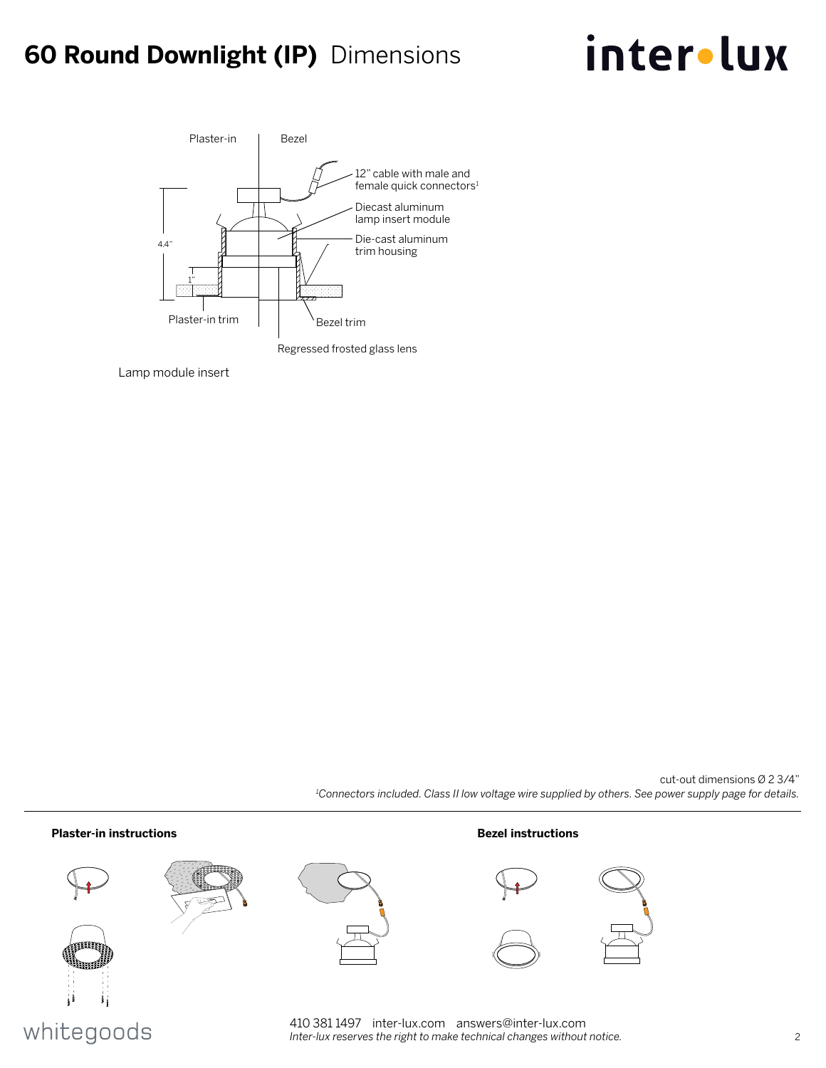# 60 Round Downlight (IP) Dimensions

Plaster-in

Bezel

12" cable with male and female quick connectors[1]

Diecast aluminum lamp insert module

Die-cast aluminum trim housing

4.4"

1"

Plaster-in trim

Bezel trim

Regressed frosted glass lens

Lamp module insert

cut-out dimensions Ø 2 3/4"

*[1]Connectors included. Class II low voltage wire supplied by others. See power supply page for details.*

**Plaster-in instructions**

**Bezel instructions**

410 381 1497 inter-lux.com answers@inter-lux.com

*Inter-lux reserves the right to make technical changes without notice.*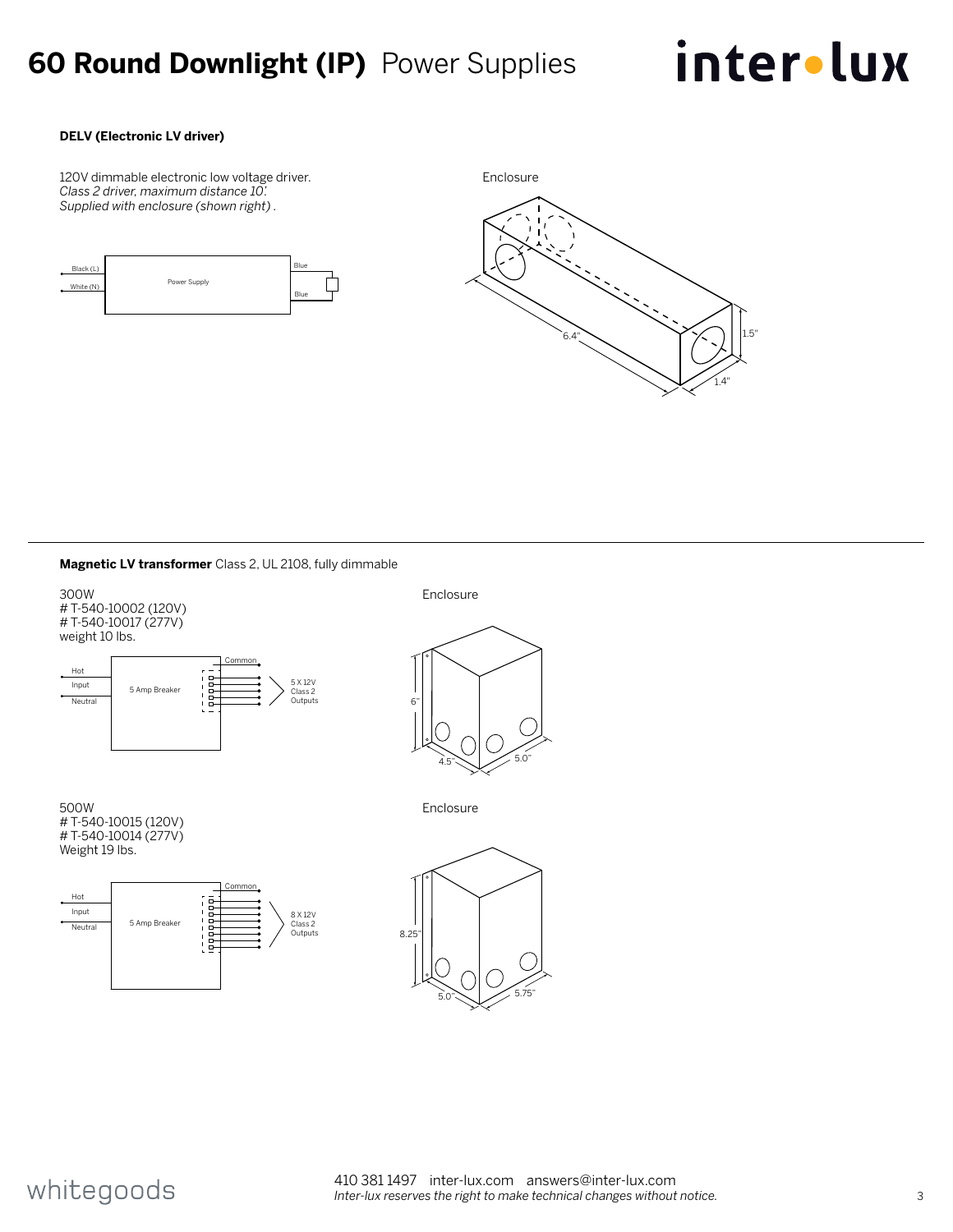# 60 Round Downlight (IP) Power Supplies

**DELV (Electronic LV driver)**

120V dimmable electronic low voltage driver.
*Class 2 driver, maximum distance 10'.*
*Supplied with enclosure (shown right) .*

Black (L)
White (N)
Power Supply
Blue
Blue

Enclosure

6.4"
1.5"
1.4"

**Magnetic LV transformer** Class 2, UL 2108, fully dimmable

300W
# T-540-10002 (120V)
# T-540-10017 (277V)
weight 10 lbs.

Hot
Input
Neutral
5 Amp Breaker
Common
5 X 12V Class 2 Outputs

Enclosure

6"
4.5"
5.0"

500W
# T-540-10015 (120V)
# T-540-10014 (277V)
Weight 19 lbs.

Hot
Input
Neutral
5 Amp Breaker
Common
8 X 12V Class 2 Outputs

Enclosure

8.25"
5.0"
5.75"

whitegoods

410 381 1497 inter-lux.com answers@inter-lux.com
*Inter-lux reserves the right to make technical changes without notice.*